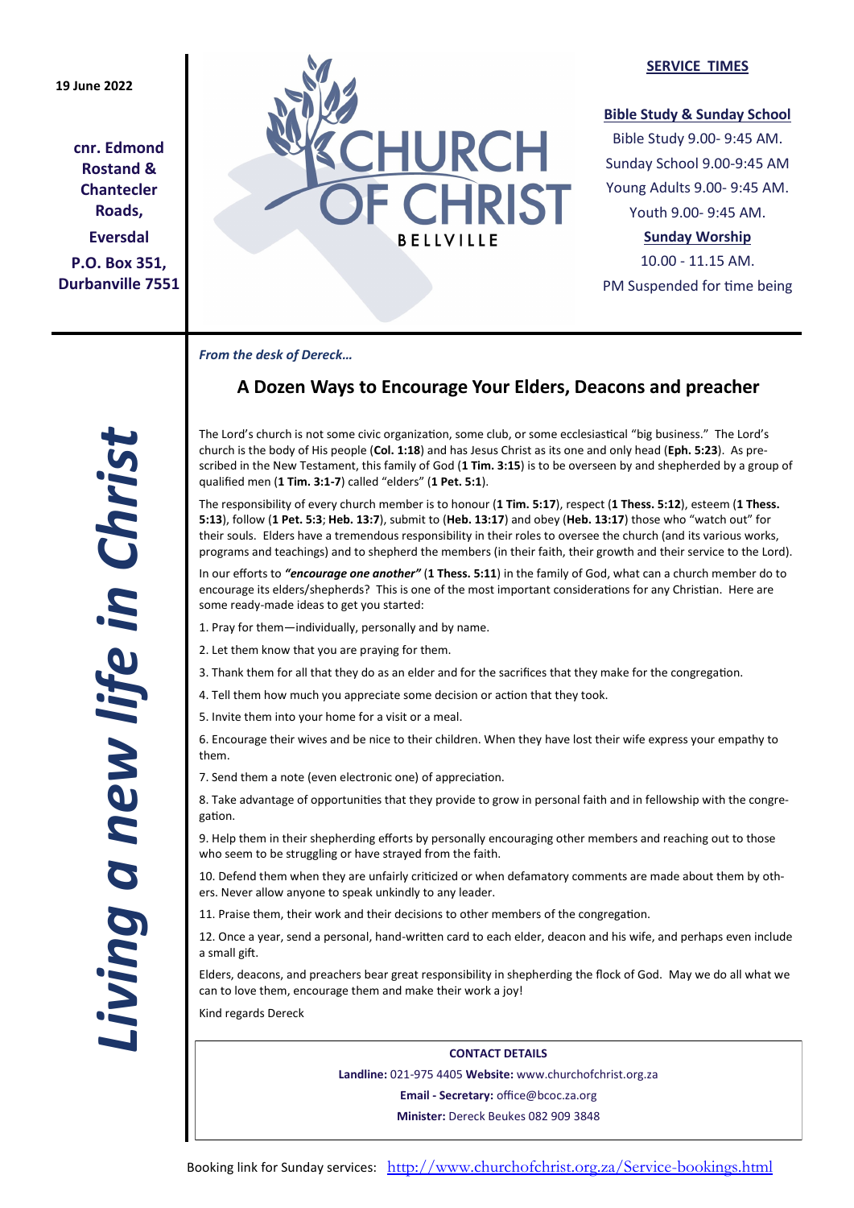19 June 2022

**cnr. Edmond Rostand & Chantecler Roads,**

**Eversdal**

**P.O. Box 351, Durbanville 7551**

# CHURCH OF CHRIST

BELLVILLE

**SERVICE TIMES**

**Bible Study & Sunday School**

Bible Study 9.00- 9:45 AM.

Sunday School 9.00-9:45 AM

Young Adults 9.00- 9:45 AM.

Youth 9.00- 9:45 AM.

**Sunday Worship**

10.00 - 11.15 AM.

PM Suspended for time being

*Living a new life in Christ*

***From the desk of Dereck…***

## A Dozen Ways to Encourage Your Elders, Deacons and preacher

The Lord's church is not some civic organization, some club, or some ecclesiastical "big business." The Lord's church is the body of His people (**Col. 1:18**) and has Jesus Christ as its one and only head (**Eph. 5:23**). As prescribed in the New Testament, this family of God (**1 Tim. 3:15**) is to be overseen by and shepherded by a group of qualified men (**1 Tim. 3:1-7**) called "elders" (**1 Pet. 5:1**).

The responsibility of every church member is to honour (**1 Tim. 5:17**), respect (**1 Thess. 5:12**), esteem (**1 Thess. 5:13**), follow (**1 Pet. 5:3**; **Heb. 13:7**), submit to (**Heb. 13:17**) and obey (**Heb. 13:17**) those who "watch out" for their souls. Elders have a tremendous responsibility in their roles to oversee the church (and its various works, programs and teachings) and to shepherd the members (in their faith, their growth and their service to the Lord).

In our efforts to ***"encourage one another"*** (**1 Thess. 5:11**) in the family of God, what can a church member do to encourage its elders/shepherds? This is one of the most important considerations for any Christian. Here are some ready-made ideas to get you started:

1. Pray for them—individually, personally and by name.
2. Let them know that you are praying for them.
3. Thank them for all that they do as an elder and for the sacrifices that they make for the congregation.
4. Tell them how much you appreciate some decision or action that they took.
5. Invite them into your home for a visit or a meal.
6. Encourage their wives and be nice to their children. When they have lost their wife express your empathy to them.
7. Send them a note (even electronic one) of appreciation.
8. Take advantage of opportunities that they provide to grow in personal faith and in fellowship with the congregation.
9. Help them in their shepherding efforts by personally encouraging other members and reaching out to those who seem to be struggling or have strayed from the faith.
10. Defend them when they are unfairly criticized or when defamatory comments are made about them by others. Never allow anyone to speak unkindly to any leader.
11. Praise them, their work and their decisions to other members of the congregation.
12. Once a year, send a personal, hand-written card to each elder, deacon and his wife, and perhaps even include a small gift.

Elders, deacons, and preachers bear great responsibility in shepherding the flock of God. May we do all what we can to love them, encourage them and make their work a joy!

Kind regards Dereck

**CONTACT DETAILS**

**Landline:** 021-975 4405 **Website:** www.churchofchrist.org.za

**Email - Secretary:** office@bcoc.za.org

**Minister:** Dereck Beukes 082 909 3848

Booking link for Sunday services: http://www.churchofchrist.org.za/Service-bookings.html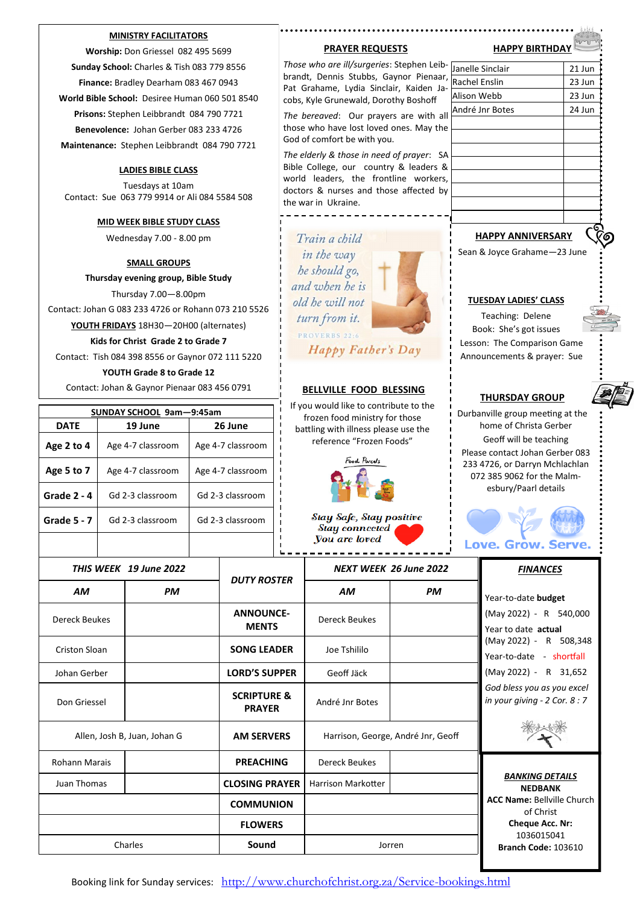## MINISTRY FACILITATORS

**Worship:** Don Griessel 082 495 5699
**Sunday School:** Charles & Tish 083 779 8556
**Finance:** Bradley Dearham 083 467 0943
**World Bible School:** Desiree Human 060 501 8540
**Prisons:** Stephen Leibbrandt 084 790 7721
**Benevolence:** Johan Gerber 083 233 4726
**Maintenance:** Stephen Leibbrandt 084 790 7721

## LADIES BIBLE CLASS

Tuesdays at 10am
Contact: Sue 063 779 9914 or Ali 084 5584 508

## MID WEEK BIBLE STUDY CLASS

Wednesday 7.00 - 8.00 pm

## SMALL GROUPS

**Thursday evening group, Bible Study**
Thursday 7.00—8.00pm
Contact: Johan G 083 233 4726 or Rohann 073 210 5526

**YOUTH FRIDAYS** 18H30—20H00 (alternates)
**Kids for Christ Grade 2 to Grade 7**
Contact: Tish 084 398 8556 or Gaynor 072 111 5220
**YOUTH Grade 8 to Grade 12**
Contact: Johan & Gaynor Pienaar 083 456 0791

| SUNDAY SCHOOL 9am—9:45am | | |
|---|---|---|
| **DATE** | **19 June** | **26 June** |
| **Age 2 to 4** | Age 4-7 classroom | Age 4-7 classroom |
| **Age 5 to 7** | Age 4-7 classroom | Age 4-7 classroom |
| **Grade 2 - 4** | Gd 2-3 classroom | Gd 2-3 classroom |
| **Grade 5 - 7** | Gd 2-3 classroom | Gd 2-3 classroom |
| | | |

## PRAYER REQUESTS

*Those who are ill/surgeries*: Stephen Leibbrandt, Dennis Stubbs, Gaynor Pienaar, Pat Grahame, Lydia Sinclair, Kaiden Jacobs, Kyle Grunewald, Dorothy Boshoff

*The bereaved*: Our prayers are with all those who have lost loved ones. May the God of comfort be with you.

*The elderly & those in need of prayer*: SA Bible College, our country & leaders & world leaders, the frontline workers, doctors & nurses and those affected by the war in Ukraine.

## HAPPY BIRTHDAY

| | |
|---|---|
| Janelle Sinclair | 21 Jun |
| Rachel Enslin | 23 Jun |
| Alison Webb | 23 Jun |
| André Jnr Botes | 24 Jun |
| | |
| | |
| | |
| | |
| | |
| | |

*Train a child in the way he should go, and when he is old he will not turn from it.*
PROVERBS 22:6
*Happy Father's Day*

## HAPPY ANNIVERSARY

Sean & Joyce Grahame—23 June

## TUESDAY LADIES' CLASS

Teaching: Delene
Book: She's got issues
Lesson: The Comparison Game
Announcements & prayer: Sue

## BELLVILLE FOOD BLESSING

If you would like to contribute to the frozen food ministry for those battling with illness please use the reference "Frozen Foods"

Food Parcels

*Stay Safe, Stay positive*
*Stay connected*
*You are loved*

## THURSDAY GROUP

Durbanville group meeting at the home of Christa Gerber
Geoff will be teaching
Please contact Johan Gerber 083 233 4726, or Darryn Mchlachlan 072 385 9062 for the Malmesbury/Paarl details

Love. Grow. Serve.

| *THIS WEEK 19 June 2022* | | **DUTY ROSTER** | *NEXT WEEK 26 June 2022* | |
|---|---|---|---|---|
| ***AM*** | ***PM*** | | ***AM*** | ***PM*** |
| Dereck Beukes | | **ANNOUNCE-MENTS** | Dereck Beukes | |
| Criston Sloan | | **SONG LEADER** | Joe Tshililo | |
| Johan Gerber | | **LORD'S SUPPER** | Geoff Jäck | |
| Don Griessel | | **SCRIPTURE & PRAYER** | André Jnr Botes | |
| Allen, Josh B, Juan, Johan G | | **AM SERVERS** | Harrison, George, André Jnr, Geoff | |
| Rohann Marais | | **PREACHING** | Dereck Beukes | |
| Juan Thomas | | **CLOSING PRAYER** | Harrison Markotter | |
| | | **COMMUNION** | | |
| | | **FLOWERS** | | |
| Charles | | **Sound** | Jorren | |

## *FINANCES*

Year-to-date **budget**
(May 2022) - R 540,000
Year to date **actual**
(May 2022) - R 508,348
Year-to-date - shortfall
(May 2022) - R 31,652

*God bless you as you excel in your giving - 2 Cor. 8 : 7*

***BANKING DETAILS***
**NEDBANK**
**ACC Name:** Bellville Church of Christ
**Cheque Acc. Nr:** 1036015041
**Branch Code:** 103610

Booking link for Sunday services: http://www.churchofchrist.org.za/Service-bookings.html